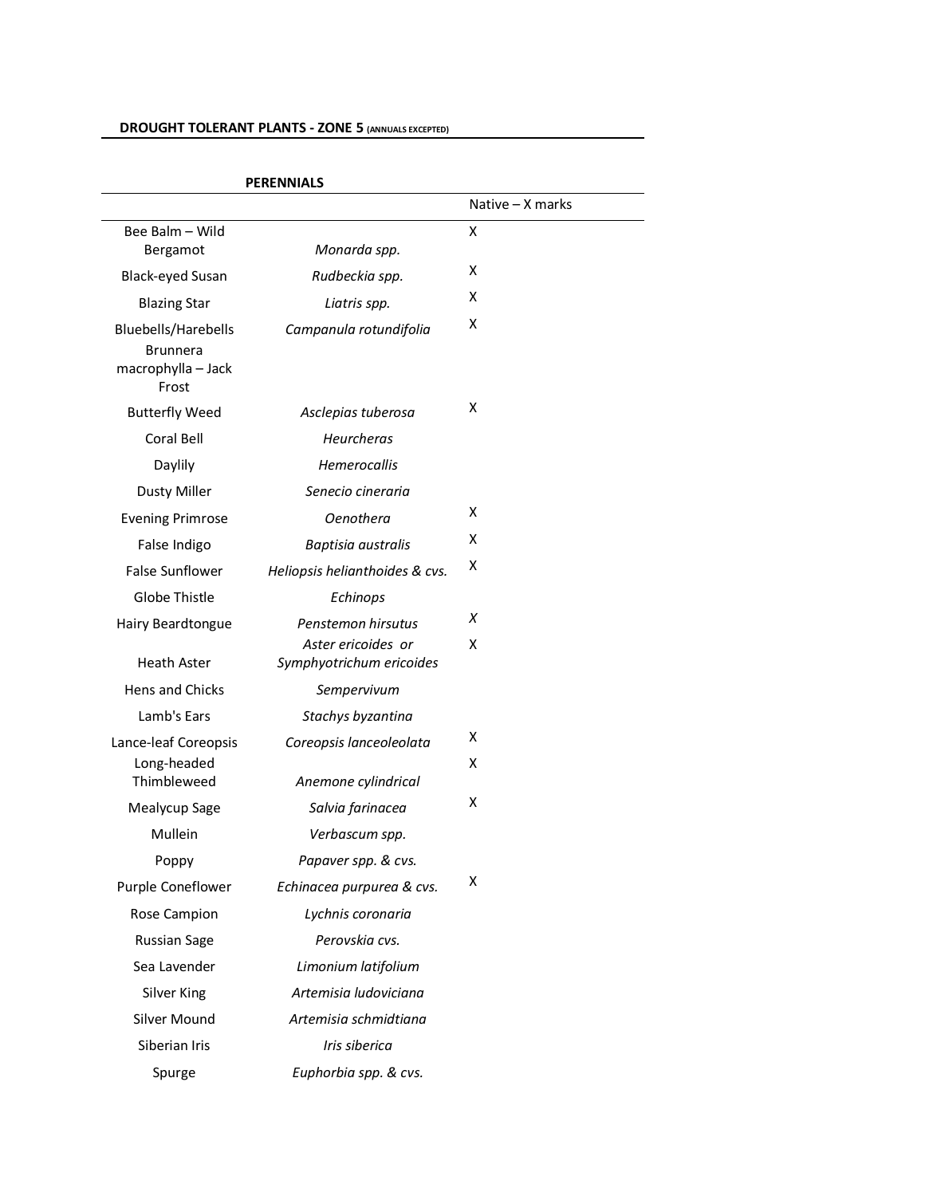# DROUGHT TOLERANT PLANTS - ZONE 5 (ANNUALS EXCEPTED)

## PERENNIALS

| | | Native – X marks |
|---|---|---|
| Bee Balm – Wild Bergamot | *Monarda spp.* | X |
| Black-eyed Susan | *Rudbeckia spp.* | X |
| Blazing Star | *Liatris spp.* | X |
| Bluebells/Harebells | *Campanula rotundifolia* | X |
| Brunnera macrophylla – Jack Frost | | |
| Butterfly Weed | *Asclepias tuberosa* | X |
| Coral Bell | *Heurcheras* | |
| Daylily | *Hemerocallis* | |
| Dusty Miller | *Senecio cineraria* | |
| Evening Primrose | *Oenothera* | X |
| False Indigo | *Baptisia australis* | X |
| False Sunflower | *Heliopsis helianthoides & cvs.* | X |
| Globe Thistle | *Echinops* | |
| Hairy Beardtongue | *Penstemon hirsutus* | *X* |
| Heath Aster | *Aster ericoides or Symphyotrichum ericoides* | X |
| Hens and Chicks | *Sempervivum* | |
| Lamb's Ears | *Stachys byzantina* | |
| Lance-leaf Coreopsis | *Coreopsis lanceoleolata* | X |
| Long-headed Thimbleweed | *Anemone cylindrical* | X |
| Mealycup Sage | *Salvia farinacea* | X |
| Mullein | *Verbascum spp.* | |
| Poppy | *Papaver spp. & cvs.* | |
| Purple Coneflower | *Echinacea purpurea & cvs.* | X |
| Rose Campion | *Lychnis coronaria* | |
| Russian Sage | *Perovskia cvs.* | |
| Sea Lavender | *Limonium latifolium* | |
| Silver King | *Artemisia ludoviciana* | |
| Silver Mound | *Artemisia schmidtiana* | |
| Siberian Iris | *Iris siberica* | |
| Spurge | *Euphorbia spp. & cvs.* | |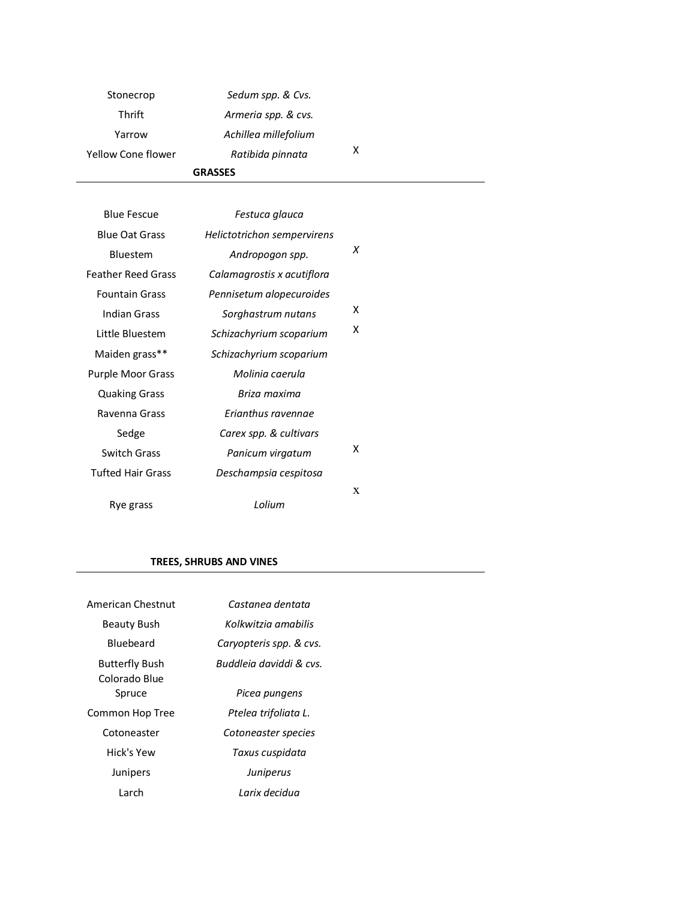| | | |
|---|---|---|
| Stonecrop | *Sedum spp. & Cvs.* | |
| Thrift | *Armeria spp. & cvs.* | |
| Yarrow | *Achillea millefolium* | |
| Yellow Cone flower | *Ratibida pinnata* | X |

**GRASSES**

| | | |
|---|---|---|
| Blue Fescue | *Festuca glauca* | |
| Blue Oat Grass | *Helictotrichon sempervirens* | |
| Bluestem | *Andropogon spp.* | *X* |
| Feather Reed Grass | *Calamagrostis x acutiflora* | |
| Fountain Grass | *Pennisetum alopecuroides* | |
| Indian Grass | *Sorghastrum nutans* | X |
| Little Bluestem | *Schizachyrium scoparium* | X |
| Maiden grass** | *Schizachyrium scoparium* | |
| Purple Moor Grass | *Molinia caerula* | |
| Quaking Grass | *Briza maxima* | |
| Ravenna Grass | *Erianthus ravennae* | |
| Sedge | *Carex spp. & cultivars* | |
| Switch Grass | *Panicum virgatum* | X |
| Tufted Hair Grass | *Deschampsia cespitosa* | |
| Rye grass | *Lolium* | x |

**TREES, SHRUBS AND VINES**

| | |
|---|---|
| American Chestnut | *Castanea dentata* |
| Beauty Bush | *Kolkwitzia amabilis* |
| Bluebeard | *Caryopteris spp. & cvs.* |
| Butterfly Bush | *Buddleia daviddi & cvs.* |
| Colorado Blue Spruce | *Picea pungens* |
| Common Hop Tree | *Ptelea trifoliata L.* |
| Cotoneaster | *Cotoneaster species* |
| Hick's Yew | *Taxus cuspidata* |
| Junipers | *Juniperus* |
| Larch | *Larix decidua* |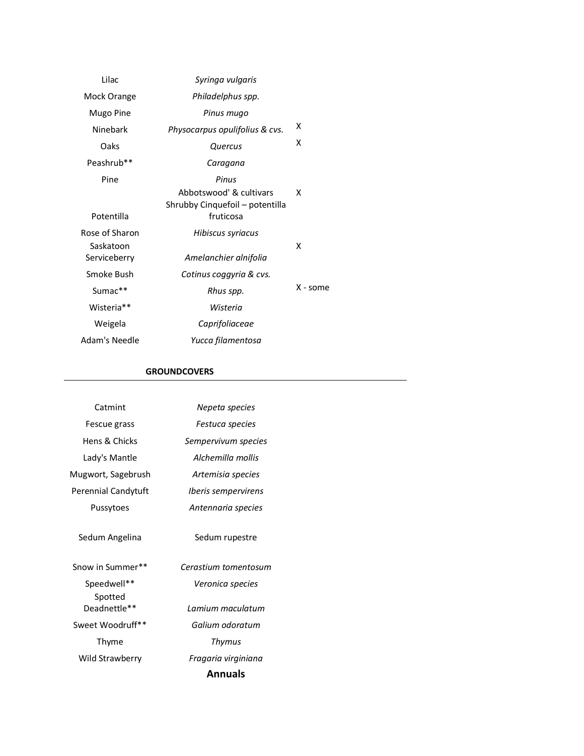| | | |
|---|---|---|
| Lilac | *Syringa vulgaris* | |
| Mock Orange | *Philadelphus spp.* | |
| Mugo Pine | *Pinus mugo* | |
| Ninebark | *Physocarpus opulifolius & cvs.* | X |
| Oaks | *Quercus* | X |
| Peashrub** | *Caragana* | |
| Pine | *Pinus* | |
| Potentilla | Abbotswood' & cultivars Shrubby Cinquefoil – potentilla fruticosa | X |
| Rose of Sharon | *Hibiscus syriacus* | |
| Saskatoon Serviceberry | *Amelanchier alnifolia* | X |
| Smoke Bush | *Cotinus coggyria & cvs.* | |
| Sumac** | *Rhus spp.* | X - some |
| Wisteria** | *Wisteria* | |
| Weigela | *Caprifoliaceae* | |
| Adam's Needle | *Yucca filamentosa* | |

**GROUNDCOVERS**

| | |
|---|---|
| Catmint | *Nepeta species* |
| Fescue grass | *Festuca species* |
| Hens & Chicks | *Sempervivum species* |
| Lady's Mantle | *Alchemilla mollis* |
| Mugwort, Sagebrush | *Artemisia species* |
| Perennial Candytuft | *Iberis sempervirens* |
| Pussytoes | *Antennaria species* |
| Sedum Angelina | Sedum rupestre |
| Snow in Summer** | *Cerastium tomentosum* |
| Speedwell** | *Veronica species* |
| Spotted Deadnettle** | *Lamium maculatum* |
| Sweet Woodruff** | *Galium odoratum* |
| Thyme | *Thymus* |
| Wild Strawberry | *Fragaria virginiana* |

**Annuals**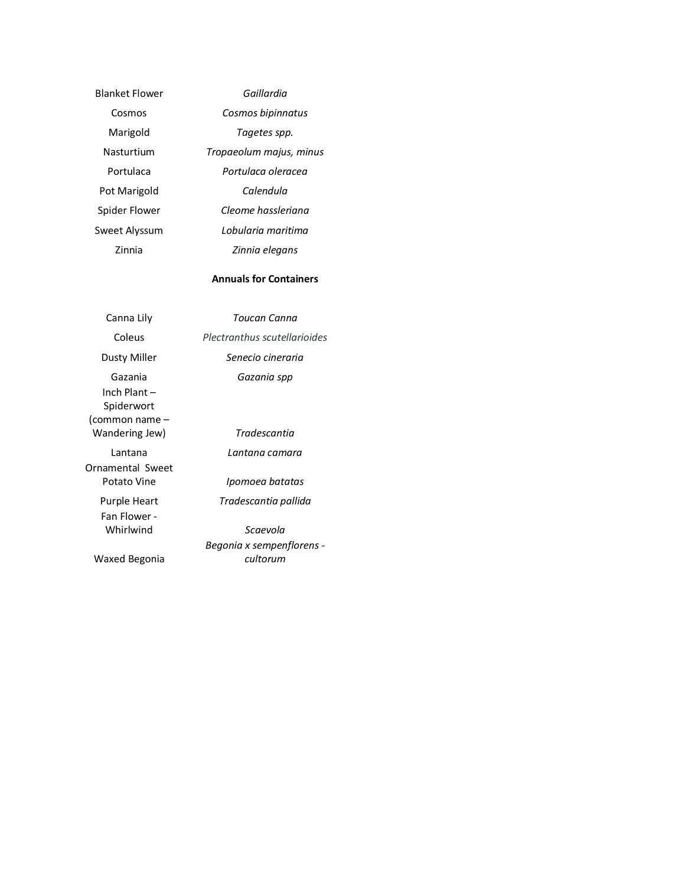| | |
|---|---|
| Blanket Flower | *Gaillardia* |
| Cosmos | *Cosmos bipinnatus* |
| Marigold | *Tagetes spp.* |
| Nasturtium | *Tropaeolum majus, minus* |
| Portulaca | *Portulaca oleracea* |
| Pot Marigold | *Calendula* |
| Spider Flower | *Cleome hassleriana* |
| Sweet Alyssum | *Lobularia maritima* |
| Zinnia | *Zinnia elegans* |

**Annuals for Containers**

| | |
|---|---|
| Canna Lily | *Toucan Canna* |
| Coleus | *Plectranthus scutellarioides* |
| Dusty Miller | *Senecio cineraria* |
| Gazania | *Gazania spp* |
| Inch Plant – Spiderwort (common name – Wandering Jew) | *Tradescantia* |
| Lantana | *Lantana camara* |
| Ornamental Sweet Potato Vine | *Ipomoea batatas* |
| Purple Heart | *Tradescantia pallida* |
| Fan Flower - Whirlwind | *Scaevola* |
| Waxed Begonia | *Begonia x sempenflorens - cultorum* |